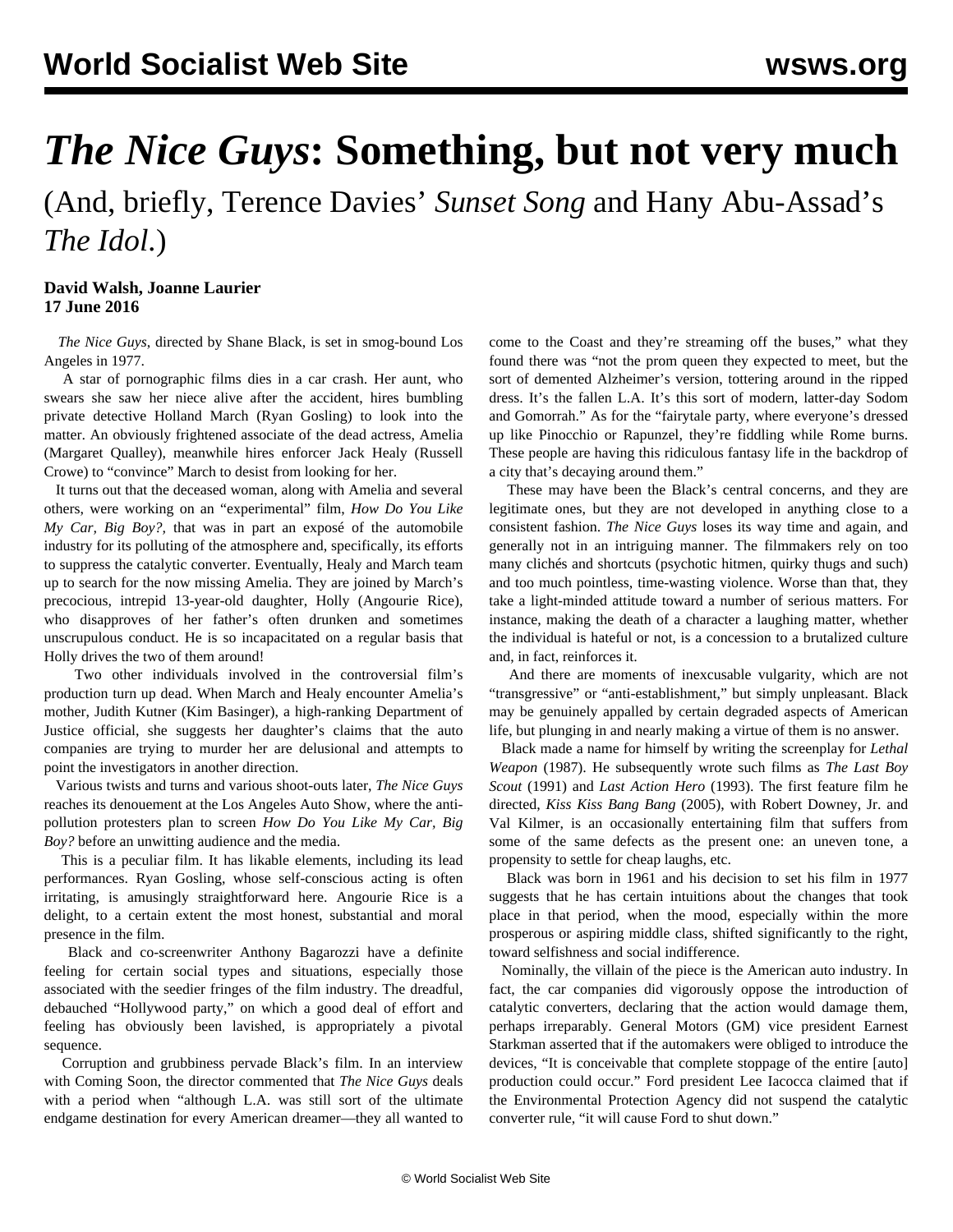# *The Nice Guys*: Something, but not very much

## (And, briefly, Terence Davies' *Sunset Song* and Hany Abu-Assad's *The Idol*.)

**David Walsh, Joanne Laurier**
**17 June 2016**

*The Nice Guys*, directed by Shane Black, is set in smog-bound Los Angeles in 1977.

A star of pornographic films dies in a car crash. Her aunt, who swears she saw her niece alive after the accident, hires bumbling private detective Holland March (Ryan Gosling) to look into the matter. An obviously frightened associate of the dead actress, Amelia (Margaret Qualley), meanwhile hires enforcer Jack Healy (Russell Crowe) to "convince" March to desist from looking for her.

It turns out that the deceased woman, along with Amelia and several others, were working on an "experimental" film, *How Do You Like My Car, Big Boy?,* that was in part an exposé of the automobile industry for its polluting of the atmosphere and, specifically, its efforts to suppress the catalytic converter. Eventually, Healy and March team up to search for the now missing Amelia. They are joined by March's precocious, intrepid 13-year-old daughter, Holly (Angourie Rice), who disapproves of her father's often drunken and sometimes unscrupulous conduct. He is so incapacitated on a regular basis that Holly drives the two of them around!

Two other individuals involved in the controversial film's production turn up dead. When March and Healy encounter Amelia's mother, Judith Kutner (Kim Basinger), a high-ranking Department of Justice official, she suggests her daughter's claims that the auto companies are trying to murder her are delusional and attempts to point the investigators in another direction.

Various twists and turns and various shoot-outs later, *The Nice Guys* reaches its denouement at the Los Angeles Auto Show, where the anti-pollution protesters plan to screen *How Do You Like My Car, Big Boy?* before an unwitting audience and the media.

This is a peculiar film. It has likable elements, including its lead performances. Ryan Gosling, whose self-conscious acting is often irritating, is amusingly straightforward here. Angourie Rice is a delight, to a certain extent the most honest, substantial and moral presence in the film.

Black and co-screenwriter Anthony Bagarozzi have a definite feeling for certain social types and situations, especially those associated with the seedier fringes of the film industry. The dreadful, debauched "Hollywood party," on which a good deal of effort and feeling has obviously been lavished, is appropriately a pivotal sequence.

Corruption and grubbiness pervade Black's film. In an interview with Coming Soon, the director commented that *The Nice Guys* deals with a period when "although L.A. was still sort of the ultimate endgame destination for every American dreamer—they all wanted to come to the Coast and they're streaming off the buses," what they found there was "not the prom queen they expected to meet, but the sort of demented Alzheimer's version, tottering around in the ripped dress. It's the fallen L.A. It's this sort of modern, latter-day Sodom and Gomorrah." As for the "fairytale party, where everyone's dressed up like Pinocchio or Rapunzel, they're fiddling while Rome burns. These people are having this ridiculous fantasy life in the backdrop of a city that's decaying around them."

These may have been the Black's central concerns, and they are legitimate ones, but they are not developed in anything close to a consistent fashion. *The Nice Guys* loses its way time and again, and generally not in an intriguing manner. The filmmakers rely on too many clichés and shortcuts (psychotic hitmen, quirky thugs and such) and too much pointless, time-wasting violence. Worse than that, they take a light-minded attitude toward a number of serious matters. For instance, making the death of a character a laughing matter, whether the individual is hateful or not, is a concession to a brutalized culture and, in fact, reinforces it.

And there are moments of inexcusable vulgarity, which are not "transgressive" or "anti-establishment," but simply unpleasant. Black may be genuinely appalled by certain degraded aspects of American life, but plunging in and nearly making a virtue of them is no answer.

Black made a name for himself by writing the screenplay for *Lethal Weapon* (1987). He subsequently wrote such films as *The Last Boy Scout* (1991) and *Last Action Hero* (1993). The first feature film he directed, *Kiss Kiss Bang Bang* (2005), with Robert Downey, Jr. and Val Kilmer, is an occasionally entertaining film that suffers from some of the same defects as the present one: an uneven tone, a propensity to settle for cheap laughs, etc.

Black was born in 1961 and his decision to set his film in 1977 suggests that he has certain intuitions about the changes that took place in that period, when the mood, especially within the more prosperous or aspiring middle class, shifted significantly to the right, toward selfishness and social indifference.

Nominally, the villain of the piece is the American auto industry. In fact, the car companies did vigorously oppose the introduction of catalytic converters, declaring that the action would damage them, perhaps irreparably. General Motors (GM) vice president Earnest Starkman asserted that if the automakers were obliged to introduce the devices, "It is conceivable that complete stoppage of the entire [auto] production could occur." Ford president Lee Iacocca claimed that if the Environmental Protection Agency did not suspend the catalytic converter rule, "it will cause Ford to shut down."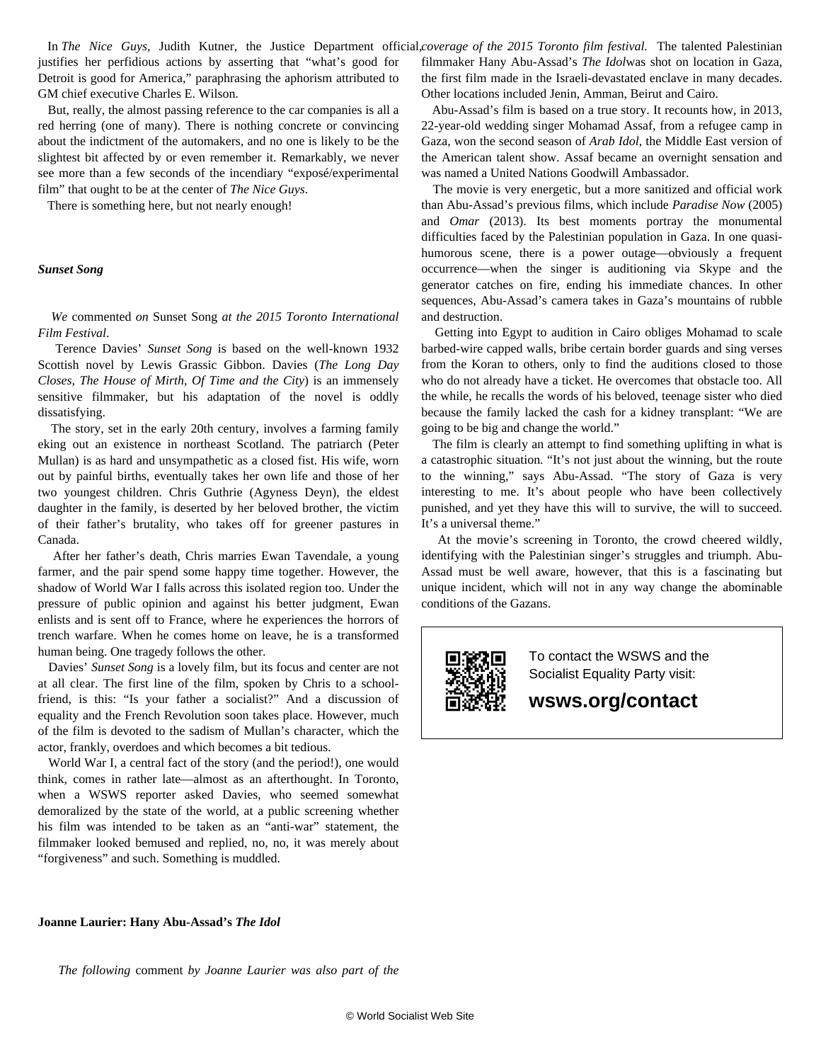In *The Nice Guys*, Judith Kutner, the Justice Department official, justifies her perfidious actions by asserting that "what's good for Detroit is good for America," paraphrasing the aphorism attributed to GM chief executive Charles E. Wilson.

But, really, the almost passing reference to the car companies is all a red herring (one of many). There is nothing concrete or convincing about the indictment of the automakers, and no one is likely to be the slightest bit affected by or even remember it. Remarkably, we never see more than a few seconds of the incendiary "exposé/experimental film" that ought to be at the center of *The Nice Guys*.

There is something here, but not nearly enough!

***Sunset Song***

*We* commented *on* Sunset Song *at the 2015 Toronto International Film Festival*.

Terence Davies' *Sunset Song* is based on the well-known 1932 Scottish novel by Lewis Grassic Gibbon. Davies (*The Long Day Closes, The House of Mirth, Of Time and the City*) is an immensely sensitive filmmaker, but his adaptation of the novel is oddly dissatisfying.

The story, set in the early 20th century, involves a farming family eking out an existence in northeast Scotland. The patriarch (Peter Mullan) is as hard and unsympathetic as a closed fist. His wife, worn out by painful births, eventually takes her own life and those of her two youngest children. Chris Guthrie (Agyness Deyn), the eldest daughter in the family, is deserted by her beloved brother, the victim of their father's brutality, who takes off for greener pastures in Canada.

After her father's death, Chris marries Ewan Tavendale, a young farmer, and the pair spend some happy time together. However, the shadow of World War I falls across this isolated region too. Under the pressure of public opinion and against his better judgment, Ewan enlists and is sent off to France, where he experiences the horrors of trench warfare. When he comes home on leave, he is a transformed human being. One tragedy follows the other.

Davies' *Sunset Song* is a lovely film, but its focus and center are not at all clear. The first line of the film, spoken by Chris to a school-friend, is this: "Is your father a socialist?" And a discussion of equality and the French Revolution soon takes place. However, much of the film is devoted to the sadism of Mullan's character, which the actor, frankly, overdoes and which becomes a bit tedious.

World War I, a central fact of the story (and the period!), one would think, comes in rather late—almost as an afterthought. In Toronto, when a WSWS reporter asked Davies, who seemed somewhat demoralized by the state of the world, at a public screening whether his film was intended to be taken as an "anti-war" statement, the filmmaker looked bemused and replied, no, no, it was merely about "forgiveness" and such. Something is muddled.

**Joanne Laurier: Hany Abu-Assad's *The Idol***

*The following* comment *by Joanne Laurier was also part of the coverage of the 2015 Toronto film festival.* The talented Palestinian filmmaker Hany Abu-Assad's *The Idol*was shot on location in Gaza, the first film made in the Israeli-devastated enclave in many decades. Other locations included Jenin, Amman, Beirut and Cairo.

Abu-Assad's film is based on a true story. It recounts how, in 2013, 22-year-old wedding singer Mohamad Assaf, from a refugee camp in Gaza, won the second season of *Arab Idol*, the Middle East version of the American talent show. Assaf became an overnight sensation and was named a United Nations Goodwill Ambassador.

The movie is very energetic, but a more sanitized and official work than Abu-Assad's previous films, which include *Paradise Now* (2005) and *Omar* (2013). Its best moments portray the monumental difficulties faced by the Palestinian population in Gaza. In one quasi-humorous scene, there is a power outage—obviously a frequent occurrence—when the singer is auditioning via Skype and the generator catches on fire, ending his immediate chances. In other sequences, Abu-Assad's camera takes in Gaza's mountains of rubble and destruction.

Getting into Egypt to audition in Cairo obliges Mohamad to scale barbed-wire capped walls, bribe certain border guards and sing verses from the Koran to others, only to find the auditions closed to those who do not already have a ticket. He overcomes that obstacle too. All the while, he recalls the words of his beloved, teenage sister who died because the family lacked the cash for a kidney transplant: "We are going to be big and change the world."

The film is clearly an attempt to find something uplifting in what is a catastrophic situation. "It's not just about the winning, but the route to the winning," says Abu-Assad. "The story of Gaza is very interesting to me. It's about people who have been collectively punished, and yet they have this will to survive, the will to succeed. It's a universal theme."

At the movie's screening in Toronto, the crowd cheered wildly, identifying with the Palestinian singer's struggles and triumph. Abu-Assad must be well aware, however, that this is a fascinating but unique incident, which will not in any way change the abominable conditions of the Gazans.

To contact the WSWS and the Socialist Equality Party visit:

**wsws.org/contact**